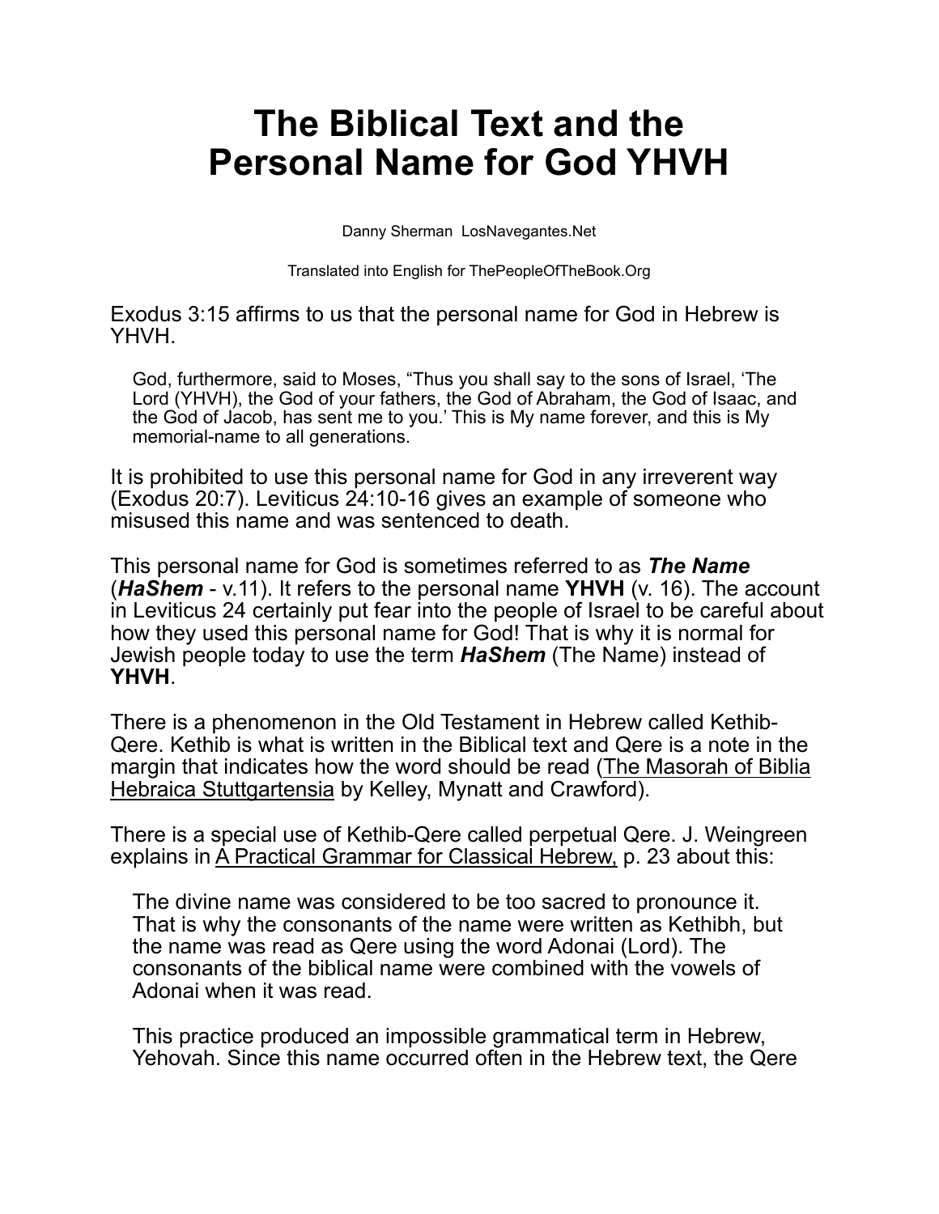# The Biblical Text and the Personal Name for God YHVH

Danny Sherman LosNavegantes.Net

Translated into English for ThePeopleOfTheBook.Org

Exodus 3:15 affirms to us that the personal name for God in Hebrew is YHVH.

> God, furthermore, said to Moses, "Thus you shall say to the sons of Israel, 'The Lord (YHVH), the God of your fathers, the God of Abraham, the God of Isaac, and the God of Jacob, has sent me to you.' This is My name forever, and this is My memorial-name to all generations.

It is prohibited to use this personal name for God in any irreverent way (Exodus 20:7). Leviticus 24:10-16 gives an example of someone who misused this name and was sentenced to death.

This personal name for God is sometimes referred to as ***The Name*** (***HaShem*** - v.11). It refers to the personal name **YHVH** (v. 16). The account in Leviticus 24 certainly put fear into the people of Israel to be careful about how they used this personal name for God! That is why it is normal for Jewish people today to use the term ***HaShem*** (The Name) instead of **YHVH**.

There is a phenomenon in the Old Testament in Hebrew called Kethib-Qere. Kethib is what is written in the Biblical text and Qere is a note in the margin that indicates how the word should be read (The Masorah of Biblia Hebraica Stuttgartensia by Kelley, Mynatt and Crawford).

There is a special use of Kethib-Qere called perpetual Qere. J. Weingreen explains in A Practical Grammar for Classical Hebrew, p. 23 about this:

> The divine name was considered to be too sacred to pronounce it. That is why the consonants of the name were written as Kethibh, but the name was read as Qere using the word Adonai (Lord). The consonants of the biblical name were combined with the vowels of Adonai when it was read.
>
> This practice produced an impossible grammatical term in Hebrew, Yehovah. Since this name occurred often in the Hebrew text, the Qere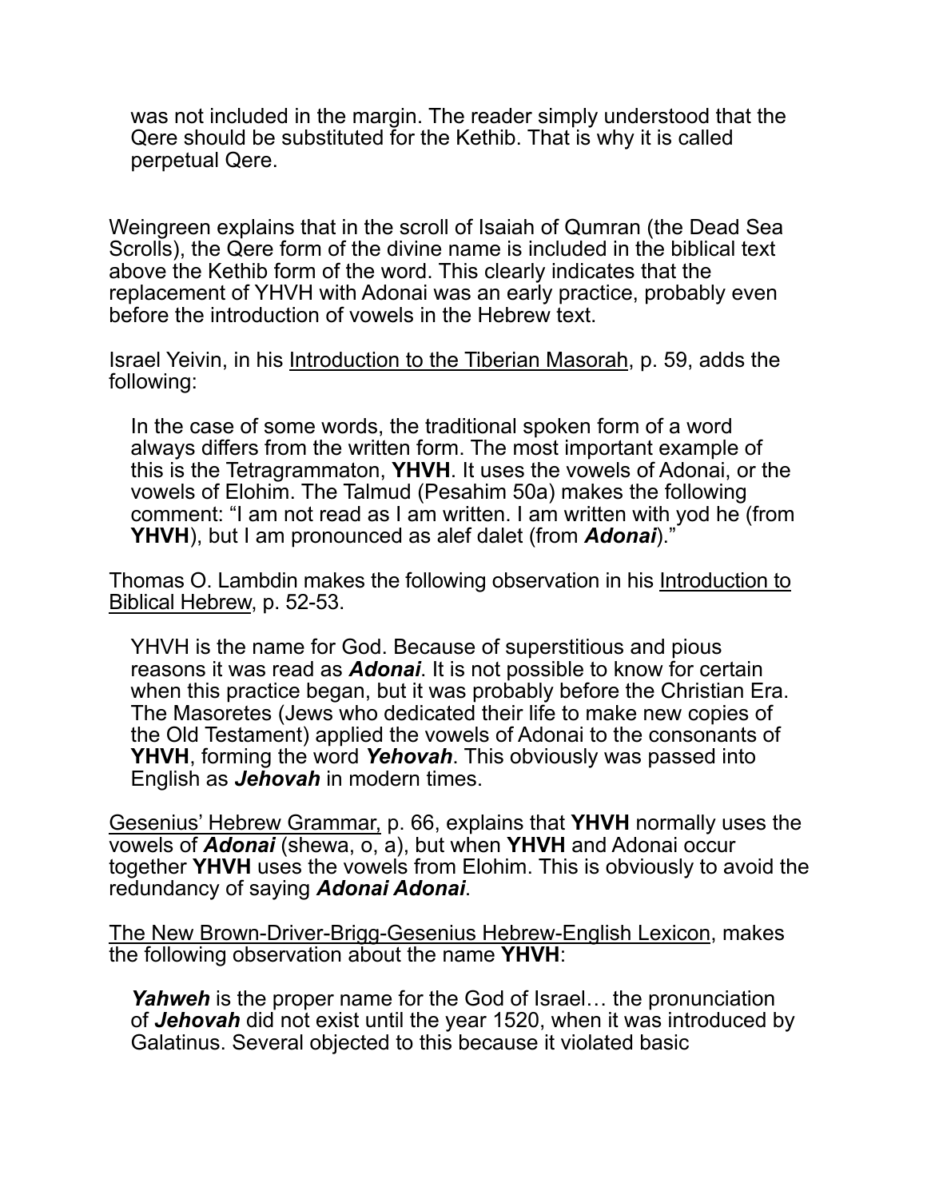> was not included in the margin. The reader simply understood that the Qere should be substituted for the Kethib. That is why it is called perpetual Qere.

Weingreen explains that in the scroll of Isaiah of Qumran (the Dead Sea Scrolls), the Qere form of the divine name is included in the biblical text above the Kethib form of the word. This clearly indicates that the replacement of YHVH with Adonai was an early practice, probably even before the introduction of vowels in the Hebrew text.

Israel Yeivin, in his <u>Introduction to the Tiberian Masorah</u>, p. 59, adds the following:

> In the case of some words, the traditional spoken form of a word always differs from the written form. The most important example of this is the Tetragrammaton, **YHVH**. It uses the vowels of Adonai, or the vowels of Elohim. The Talmud (Pesahim 50a) makes the following comment: "I am not read as I am written. I am written with yod he (from **YHVH**), but I am pronounced as alef dalet (from ***Adonai***)."

Thomas O. Lambdin makes the following observation in his <u>Introduction to Biblical Hebrew</u>, p. 52-53.

> YHVH is the name for God. Because of superstitious and pious reasons it was read as ***Adonai***. It is not possible to know for certain when this practice began, but it was probably before the Christian Era. The Masoretes (Jews who dedicated their life to make new copies of the Old Testament) applied the vowels of Adonai to the consonants of **YHVH**, forming the word ***Yehovah***. This obviously was passed into English as ***Jehovah*** in modern times.

<u>Gesenius' Hebrew Grammar,</u> p. 66, explains that **YHVH** normally uses the vowels of ***Adonai*** (shewa, o, a), but when **YHVH** and Adonai occur together **YHVH** uses the vowels from Elohim. This is obviously to avoid the redundancy of saying ***Adonai Adonai***.

<u>The New Brown-Driver-Brigg-Gesenius Hebrew-English Lexicon</u>, makes the following observation about the name **YHVH**:

> ***Yahweh*** is the proper name for the God of Israel… the pronunciation of ***Jehovah*** did not exist until the year 1520, when it was introduced by Galatinus. Several objected to this because it violated basic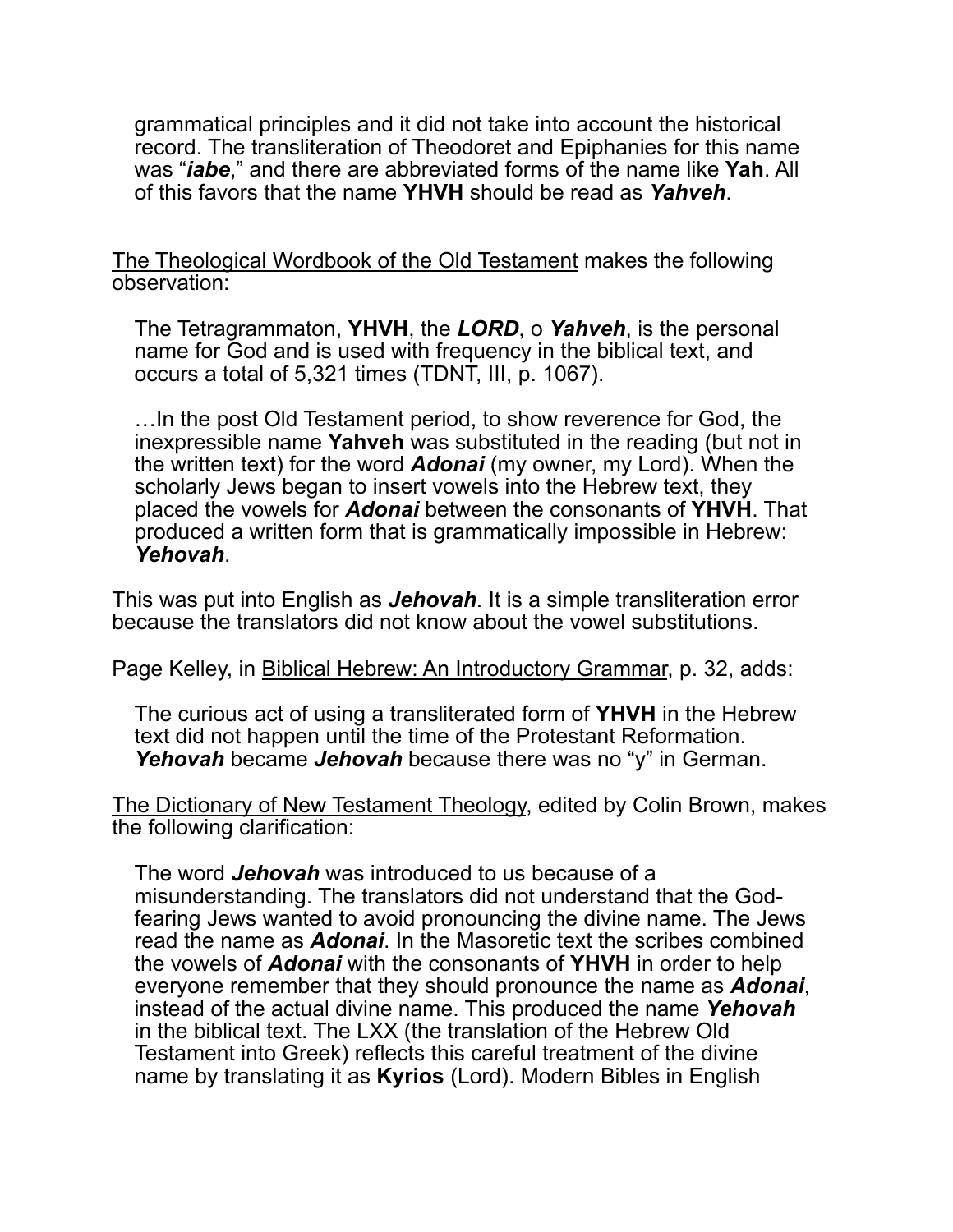> grammatical principles and it did not take into account the historical record. The transliteration of Theodoret and Epiphanies for this name was "***iabe***," and there are abbreviated forms of the name like **Yah**. All of this favors that the name **YHVH** should be read as ***Yahveh***.

<u>The Theological Wordbook of the Old Testament</u> makes the following observation:

> The Tetragrammaton, **YHVH**, the ***LORD***, o ***Yahveh***, is the personal name for God and is used with frequency in the biblical text, and occurs a total of 5,321 times (TDNT, III, p. 1067).
>
> …In the post Old Testament period, to show reverence for God, the inexpressible name **Yahveh** was substituted in the reading (but not in the written text) for the word ***Adonai*** (my owner, my Lord). When the scholarly Jews began to insert vowels into the Hebrew text, they placed the vowels for ***Adonai*** between the consonants of **YHVH**. That produced a written form that is grammatically impossible in Hebrew: ***Yehovah***.

This was put into English as ***Jehovah***. It is a simple transliteration error because the translators did not know about the vowel substitutions.

Page Kelley, in <u>Biblical Hebrew: An Introductory Grammar</u>, p. 32, adds:

> The curious act of using a transliterated form of **YHVH** in the Hebrew text did not happen until the time of the Protestant Reformation. ***Yehovah*** became ***Jehovah*** because there was no "y" in German.

<u>The Dictionary of New Testament Theology</u>, edited by Colin Brown, makes the following clarification:

> The word ***Jehovah*** was introduced to us because of a misunderstanding. The translators did not understand that the God-fearing Jews wanted to avoid pronouncing the divine name. The Jews read the name as ***Adonai***. In the Masoretic text the scribes combined the vowels of ***Adonai*** with the consonants of **YHVH** in order to help everyone remember that they should pronounce the name as ***Adonai***, instead of the actual divine name. This produced the name ***Yehovah*** in the biblical text. The LXX (the translation of the Hebrew Old Testament into Greek) reflects this careful treatment of the divine name by translating it as **Kyrios** (Lord). Modern Bibles in English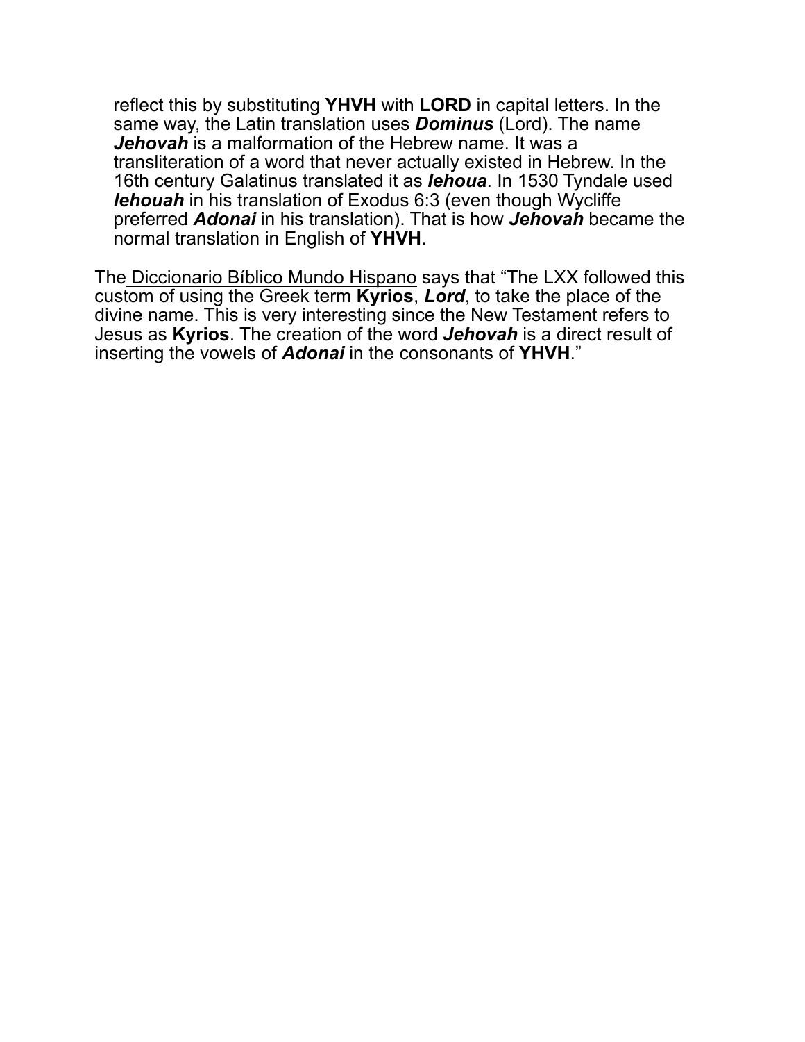> reflect this by substituting **YHVH** with **LORD** in capital letters. In the same way, the Latin translation uses ***Dominus*** (Lord). The name ***Jehovah*** is a malformation of the Hebrew name. It was a transliteration of a word that never actually existed in Hebrew. In the 16th century Galatinus translated it as ***Iehoua***. In 1530 Tyndale used ***Iehouah*** in his translation of Exodus 6:3 (even though Wycliffe preferred ***Adonai*** in his translation). That is how ***Jehovah*** became the normal translation in English of **YHVH**.

The Diccionario Bíblico Mundo Hispano says that "The LXX followed this custom of using the Greek term **Kyrios**, ***Lord***, to take the place of the divine name. This is very interesting since the New Testament refers to Jesus as **Kyrios**. The creation of the word ***Jehovah*** is a direct result of inserting the vowels of ***Adonai*** in the consonants of **YHVH**."